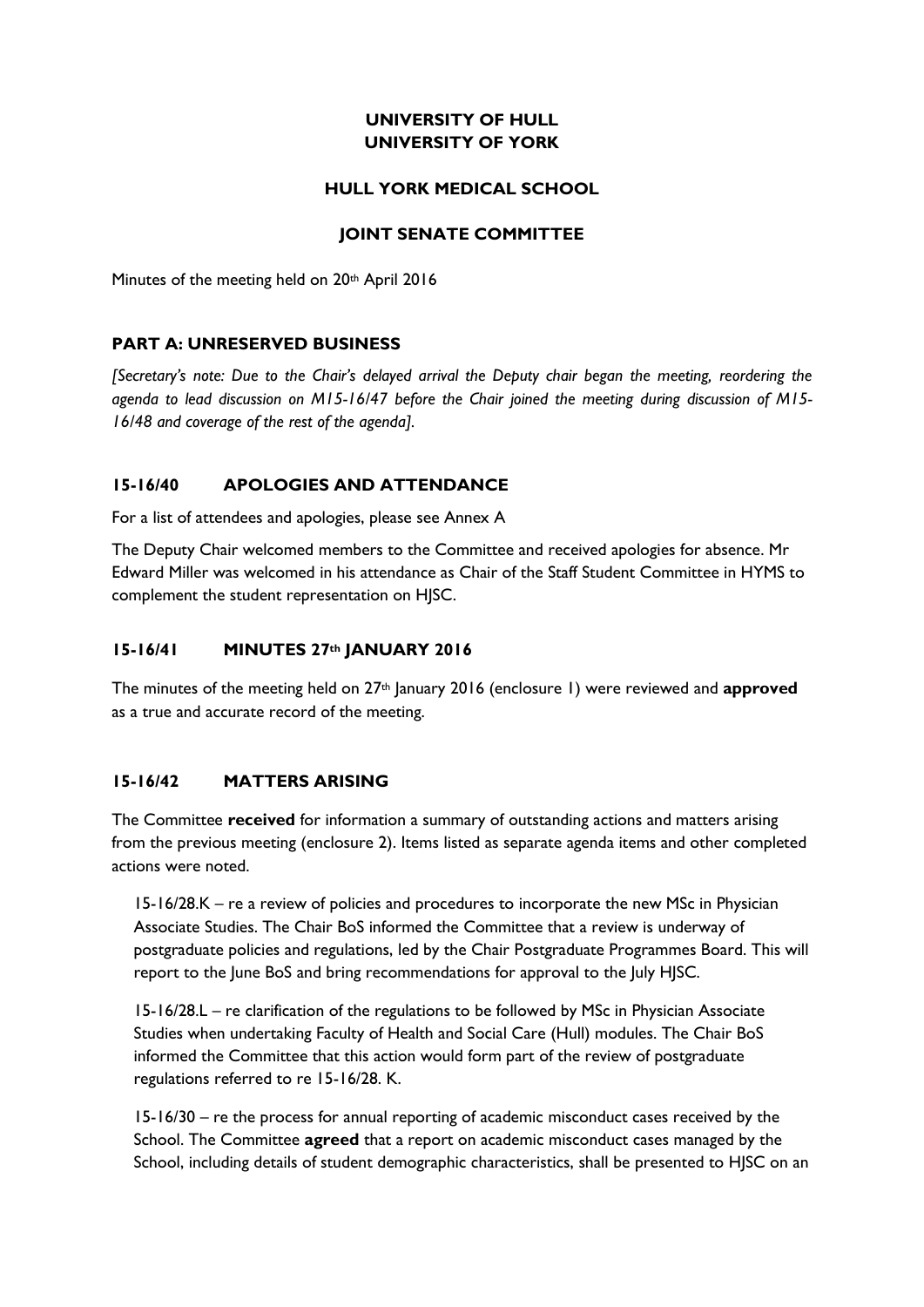**UNIVERSITY OF HULL**
**UNIVERSITY OF YORK**

**HULL YORK MEDICAL SCHOOL**

**JOINT SENATE COMMITTEE**

Minutes of the meeting held on 20th April 2016

## PART A: UNRESERVED BUSINESS

*[Secretary's note: Due to the Chair's delayed arrival the Deputy chair began the meeting, reordering the agenda to lead discussion on M15-16/47 before the Chair joined the meeting during discussion of M15-16/48 and coverage of the rest of the agenda].*

### 15-16/40 APOLOGIES AND ATTENDANCE

For a list of attendees and apologies, please see Annex A

The Deputy Chair welcomed members to the Committee and received apologies for absence. Mr Edward Miller was welcomed in his attendance as Chair of the Staff Student Committee in HYMS to complement the student representation on HJSC.

### 15-16/41 MINUTES 27th JANUARY 2016

The minutes of the meeting held on 27th January 2016 (enclosure 1) were reviewed and **approved** as a true and accurate record of the meeting.

### 15-16/42 MATTERS ARISING

The Committee **received** for information a summary of outstanding actions and matters arising from the previous meeting (enclosure 2). Items listed as separate agenda items and other completed actions were noted.

15-16/28.K – re a review of policies and procedures to incorporate the new MSc in Physician Associate Studies. The Chair BoS informed the Committee that a review is underway of postgraduate policies and regulations, led by the Chair Postgraduate Programmes Board. This will report to the June BoS and bring recommendations for approval to the July HJSC.

15-16/28.L – re clarification of the regulations to be followed by MSc in Physician Associate Studies when undertaking Faculty of Health and Social Care (Hull) modules. The Chair BoS informed the Committee that this action would form part of the review of postgraduate regulations referred to re 15-16/28. K.

15-16/30 – re the process for annual reporting of academic misconduct cases received by the School. The Committee **agreed** that a report on academic misconduct cases managed by the School, including details of student demographic characteristics, shall be presented to HJSC on an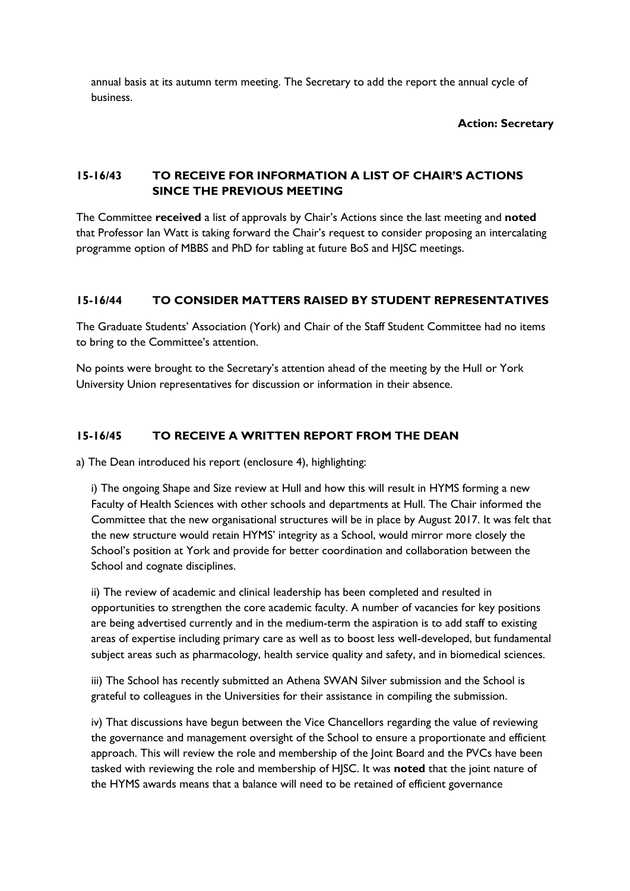annual basis at its autumn term meeting. The Secretary to add the report the annual cycle of business.

**Action: Secretary**

## 15-16/43 TO RECEIVE FOR INFORMATION A LIST OF CHAIR'S ACTIONS SINCE THE PREVIOUS MEETING

The Committee **received** a list of approvals by Chair's Actions since the last meeting and **noted** that Professor Ian Watt is taking forward the Chair's request to consider proposing an intercalating programme option of MBBS and PhD for tabling at future BoS and HJSC meetings.

## 15-16/44 TO CONSIDER MATTERS RAISED BY STUDENT REPRESENTATIVES

The Graduate Students' Association (York) and Chair of the Staff Student Committee had no items to bring to the Committee's attention.

No points were brought to the Secretary's attention ahead of the meeting by the Hull or York University Union representatives for discussion or information in their absence.

## 15-16/45 TO RECEIVE A WRITTEN REPORT FROM THE DEAN

a) The Dean introduced his report (enclosure 4), highlighting:

i) The ongoing Shape and Size review at Hull and how this will result in HYMS forming a new Faculty of Health Sciences with other schools and departments at Hull. The Chair informed the Committee that the new organisational structures will be in place by August 2017. It was felt that the new structure would retain HYMS' integrity as a School, would mirror more closely the School's position at York and provide for better coordination and collaboration between the School and cognate disciplines.

ii) The review of academic and clinical leadership has been completed and resulted in opportunities to strengthen the core academic faculty. A number of vacancies for key positions are being advertised currently and in the medium-term the aspiration is to add staff to existing areas of expertise including primary care as well as to boost less well-developed, but fundamental subject areas such as pharmacology, health service quality and safety, and in biomedical sciences.

iii) The School has recently submitted an Athena SWAN Silver submission and the School is grateful to colleagues in the Universities for their assistance in compiling the submission.

iv) That discussions have begun between the Vice Chancellors regarding the value of reviewing the governance and management oversight of the School to ensure a proportionate and efficient approach. This will review the role and membership of the Joint Board and the PVCs have been tasked with reviewing the role and membership of HJSC. It was **noted** that the joint nature of the HYMS awards means that a balance will need to be retained of efficient governance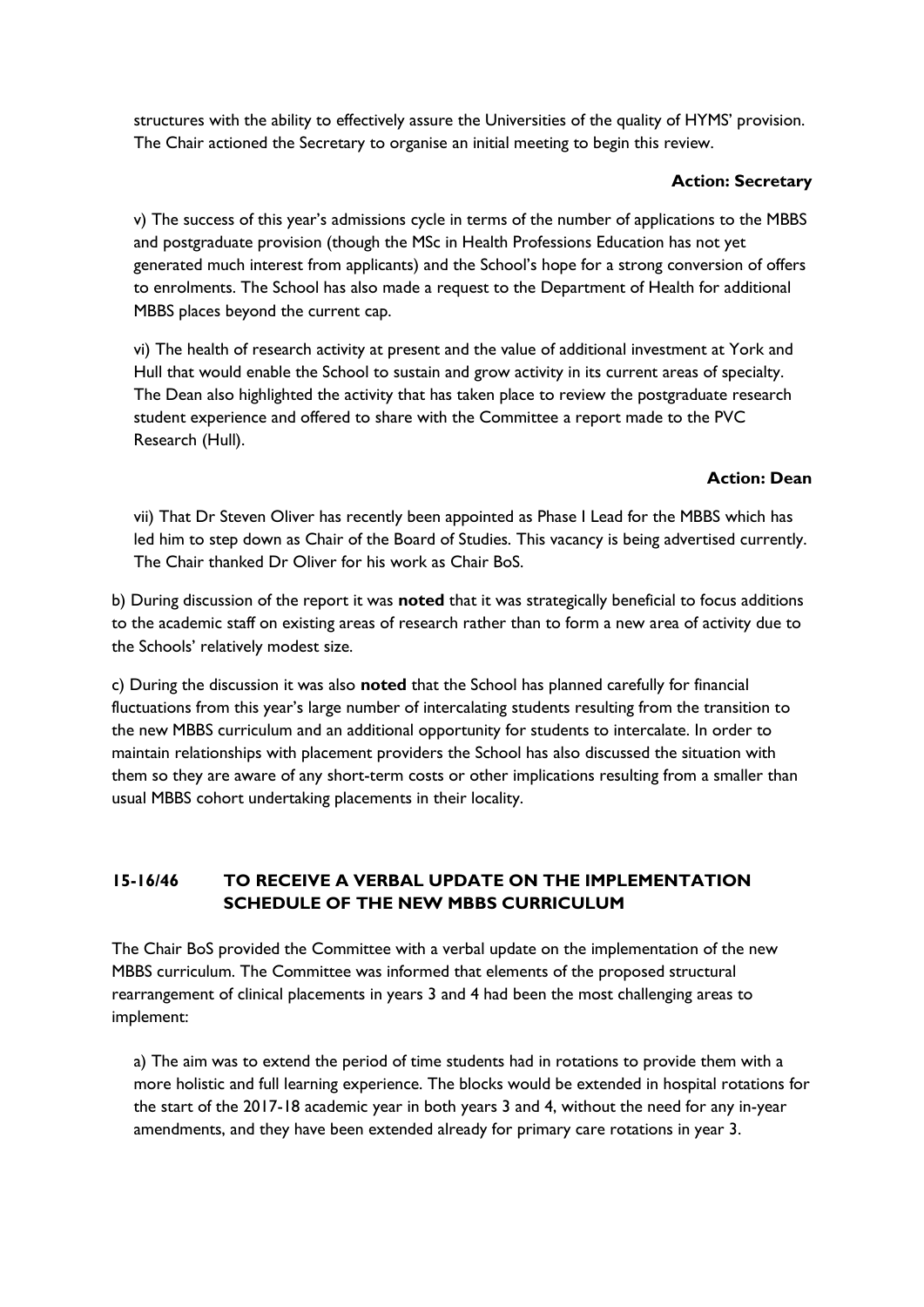structures with the ability to effectively assure the Universities of the quality of HYMS' provision. The Chair actioned the Secretary to organise an initial meeting to begin this review.

**Action: Secretary**

v) The success of this year's admissions cycle in terms of the number of applications to the MBBS and postgraduate provision (though the MSc in Health Professions Education has not yet generated much interest from applicants) and the School's hope for a strong conversion of offers to enrolments. The School has also made a request to the Department of Health for additional MBBS places beyond the current cap.

vi) The health of research activity at present and the value of additional investment at York and Hull that would enable the School to sustain and grow activity in its current areas of specialty. The Dean also highlighted the activity that has taken place to review the postgraduate research student experience and offered to share with the Committee a report made to the PVC Research (Hull).

**Action: Dean**

vii) That Dr Steven Oliver has recently been appointed as Phase I Lead for the MBBS which has led him to step down as Chair of the Board of Studies. This vacancy is being advertised currently. The Chair thanked Dr Oliver for his work as Chair BoS.

b) During discussion of the report it was **noted** that it was strategically beneficial to focus additions to the academic staff on existing areas of research rather than to form a new area of activity due to the Schools' relatively modest size.

c) During the discussion it was also **noted** that the School has planned carefully for financial fluctuations from this year's large number of intercalating students resulting from the transition to the new MBBS curriculum and an additional opportunity for students to intercalate. In order to maintain relationships with placement providers the School has also discussed the situation with them so they are aware of any short-term costs or other implications resulting from a smaller than usual MBBS cohort undertaking placements in their locality.

## 15-16/46 TO RECEIVE A VERBAL UPDATE ON THE IMPLEMENTATION SCHEDULE OF THE NEW MBBS CURRICULUM

The Chair BoS provided the Committee with a verbal update on the implementation of the new MBBS curriculum. The Committee was informed that elements of the proposed structural rearrangement of clinical placements in years 3 and 4 had been the most challenging areas to implement:

a) The aim was to extend the period of time students had in rotations to provide them with a more holistic and full learning experience. The blocks would be extended in hospital rotations for the start of the 2017-18 academic year in both years 3 and 4, without the need for any in-year amendments, and they have been extended already for primary care rotations in year 3.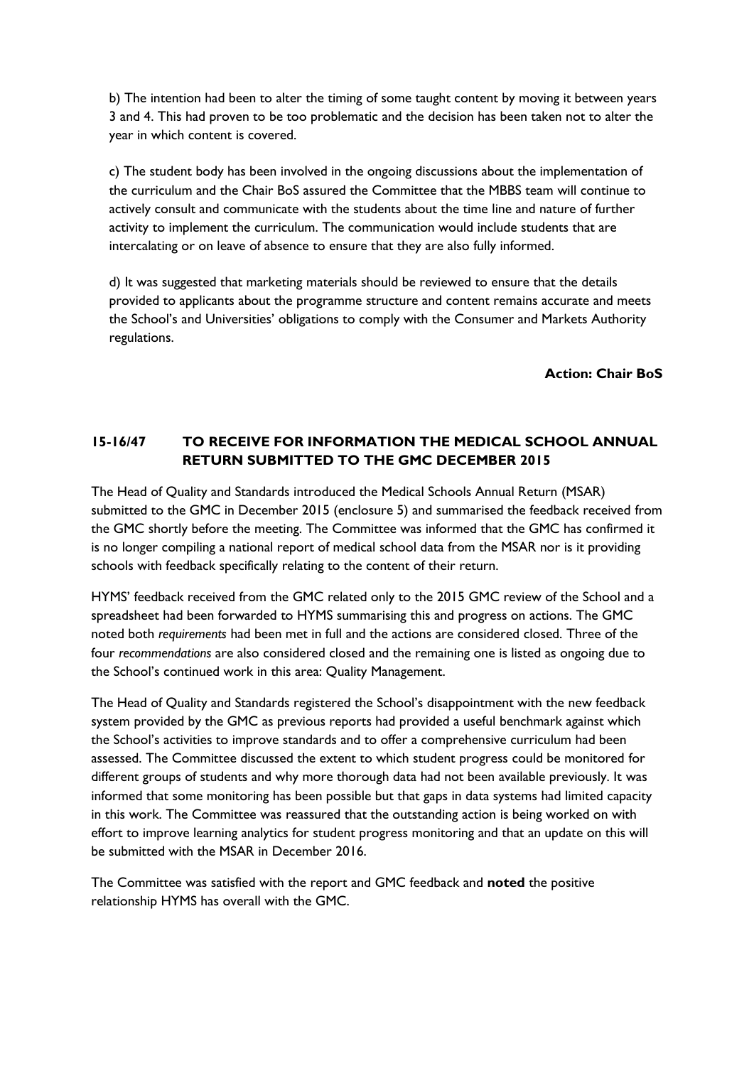b) The intention had been to alter the timing of some taught content by moving it between years 3 and 4. This had proven to be too problematic and the decision has been taken not to alter the year in which content is covered.

c) The student body has been involved in the ongoing discussions about the implementation of the curriculum and the Chair BoS assured the Committee that the MBBS team will continue to actively consult and communicate with the students about the time line and nature of further activity to implement the curriculum. The communication would include students that are intercalating or on leave of absence to ensure that they are also fully informed.

d) It was suggested that marketing materials should be reviewed to ensure that the details provided to applicants about the programme structure and content remains accurate and meets the School's and Universities' obligations to comply with the Consumer and Markets Authority regulations.

**Action: Chair BoS**

## 15-16/47 TO RECEIVE FOR INFORMATION THE MEDICAL SCHOOL ANNUAL RETURN SUBMITTED TO THE GMC DECEMBER 2015

The Head of Quality and Standards introduced the Medical Schools Annual Return (MSAR) submitted to the GMC in December 2015 (enclosure 5) and summarised the feedback received from the GMC shortly before the meeting. The Committee was informed that the GMC has confirmed it is no longer compiling a national report of medical school data from the MSAR nor is it providing schools with feedback specifically relating to the content of their return.

HYMS' feedback received from the GMC related only to the 2015 GMC review of the School and a spreadsheet had been forwarded to HYMS summarising this and progress on actions. The GMC noted both *requirements* had been met in full and the actions are considered closed. Three of the four *recommendations* are also considered closed and the remaining one is listed as ongoing due to the School's continued work in this area: Quality Management.

The Head of Quality and Standards registered the School's disappointment with the new feedback system provided by the GMC as previous reports had provided a useful benchmark against which the School's activities to improve standards and to offer a comprehensive curriculum had been assessed. The Committee discussed the extent to which student progress could be monitored for different groups of students and why more thorough data had not been available previously. It was informed that some monitoring has been possible but that gaps in data systems had limited capacity in this work. The Committee was reassured that the outstanding action is being worked on with effort to improve learning analytics for student progress monitoring and that an update on this will be submitted with the MSAR in December 2016.

The Committee was satisfied with the report and GMC feedback and **noted** the positive relationship HYMS has overall with the GMC.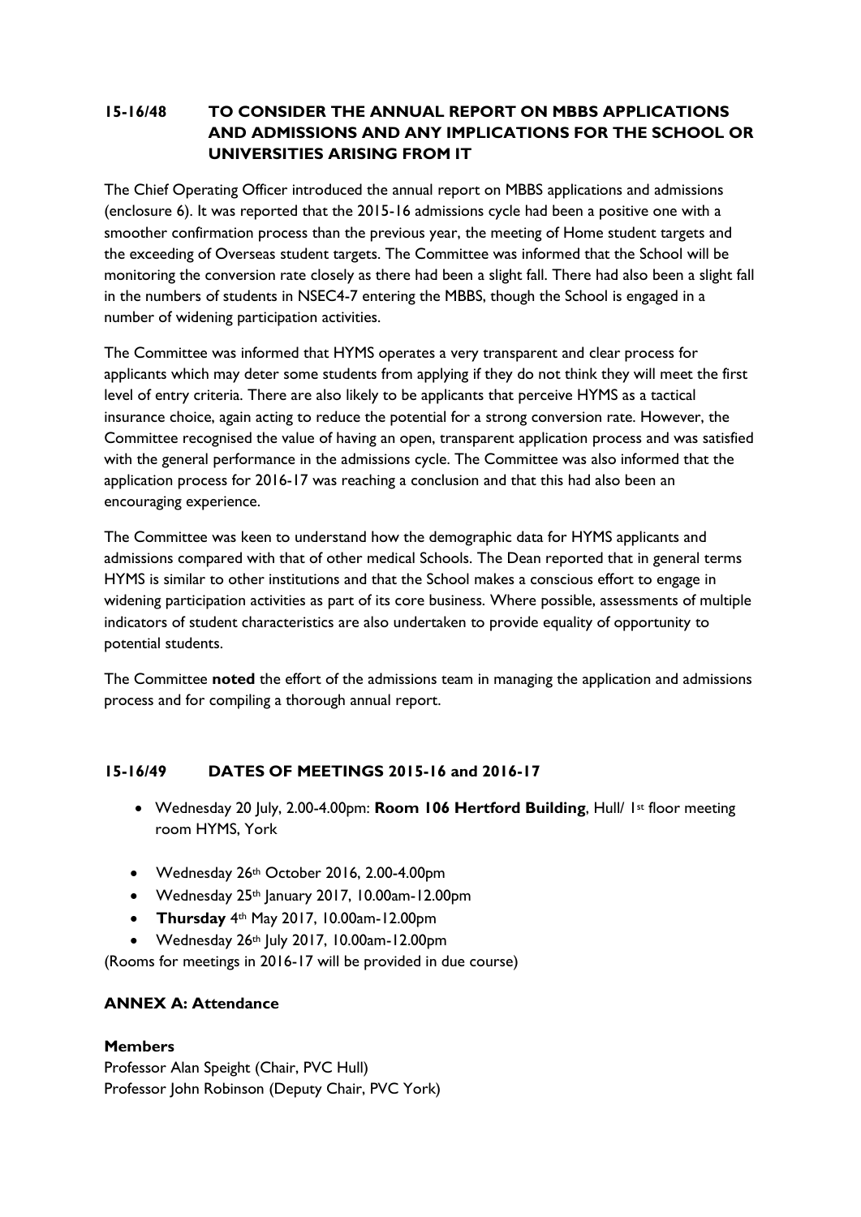**15-16/48 TO CONSIDER THE ANNUAL REPORT ON MBBS APPLICATIONS AND ADMISSIONS AND ANY IMPLICATIONS FOR THE SCHOOL OR UNIVERSITIES ARISING FROM IT**

The Chief Operating Officer introduced the annual report on MBBS applications and admissions (enclosure 6). It was reported that the 2015-16 admissions cycle had been a positive one with a smoother confirmation process than the previous year, the meeting of Home student targets and the exceeding of Overseas student targets. The Committee was informed that the School will be monitoring the conversion rate closely as there had been a slight fall. There had also been a slight fall in the numbers of students in NSEC4-7 entering the MBBS, though the School is engaged in a number of widening participation activities.

The Committee was informed that HYMS operates a very transparent and clear process for applicants which may deter some students from applying if they do not think they will meet the first level of entry criteria. There are also likely to be applicants that perceive HYMS as a tactical insurance choice, again acting to reduce the potential for a strong conversion rate. However, the Committee recognised the value of having an open, transparent application process and was satisfied with the general performance in the admissions cycle. The Committee was also informed that the application process for 2016-17 was reaching a conclusion and that this had also been an encouraging experience.

The Committee was keen to understand how the demographic data for HYMS applicants and admissions compared with that of other medical Schools. The Dean reported that in general terms HYMS is similar to other institutions and that the School makes a conscious effort to engage in widening participation activities as part of its core business. Where possible, assessments of multiple indicators of student characteristics are also undertaken to provide equality of opportunity to potential students.

The Committee **noted** the effort of the admissions team in managing the application and admissions process and for compiling a thorough annual report.

**15-16/49 DATES OF MEETINGS 2015-16 and 2016-17**

- Wednesday 20 July, 2.00-4.00pm: **Room 106 Hertford Building**, Hull/ 1st floor meeting room HYMS, York
- Wednesday 26th October 2016, 2.00-4.00pm
- Wednesday 25th January 2017, 10.00am-12.00pm
- **Thursday** 4th May 2017, 10.00am-12.00pm
- Wednesday 26th July 2017, 10.00am-12.00pm

(Rooms for meetings in 2016-17 will be provided in due course)

**ANNEX A: Attendance**

**Members**

Professor Alan Speight (Chair, PVC Hull)
Professor John Robinson (Deputy Chair, PVC York)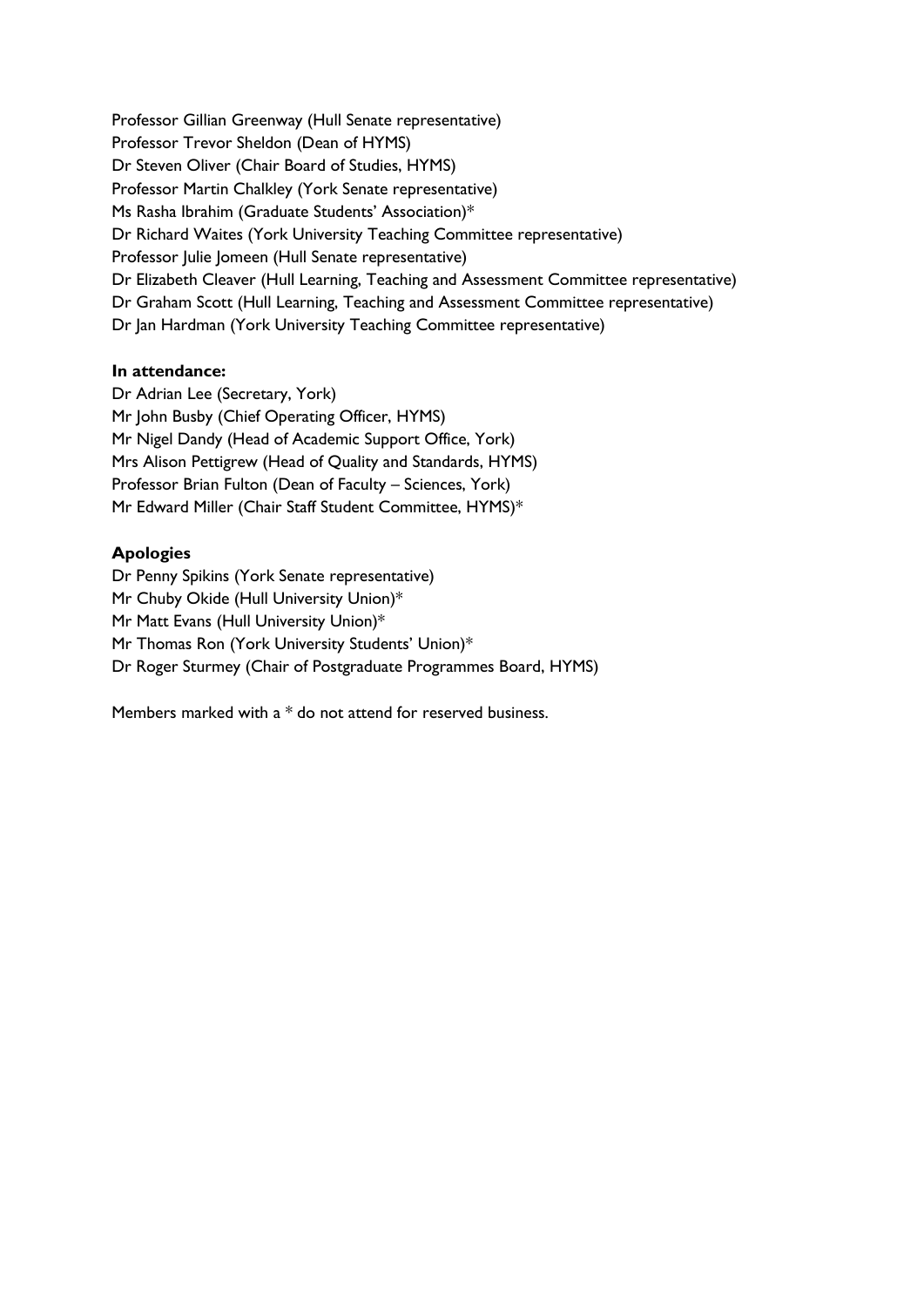Professor Gillian Greenway (Hull Senate representative)
Professor Trevor Sheldon (Dean of HYMS)
Dr Steven Oliver (Chair Board of Studies, HYMS)
Professor Martin Chalkley (York Senate representative)
Ms Rasha Ibrahim (Graduate Students' Association)*
Dr Richard Waites (York University Teaching Committee representative)
Professor Julie Jomeen (Hull Senate representative)
Dr Elizabeth Cleaver (Hull Learning, Teaching and Assessment Committee representative)
Dr Graham Scott (Hull Learning, Teaching and Assessment Committee representative)
Dr Jan Hardman (York University Teaching Committee representative)

**In attendance:**
Dr Adrian Lee (Secretary, York)
Mr John Busby (Chief Operating Officer, HYMS)
Mr Nigel Dandy (Head of Academic Support Office, York)
Mrs Alison Pettigrew (Head of Quality and Standards, HYMS)
Professor Brian Fulton (Dean of Faculty – Sciences, York)
Mr Edward Miller (Chair Staff Student Committee, HYMS)*

**Apologies**
Dr Penny Spikins (York Senate representative)
Mr Chuby Okide (Hull University Union)*
Mr Matt Evans (Hull University Union)*
Mr Thomas Ron (York University Students' Union)*
Dr Roger Sturmey (Chair of Postgraduate Programmes Board, HYMS)

Members marked with a * do not attend for reserved business.